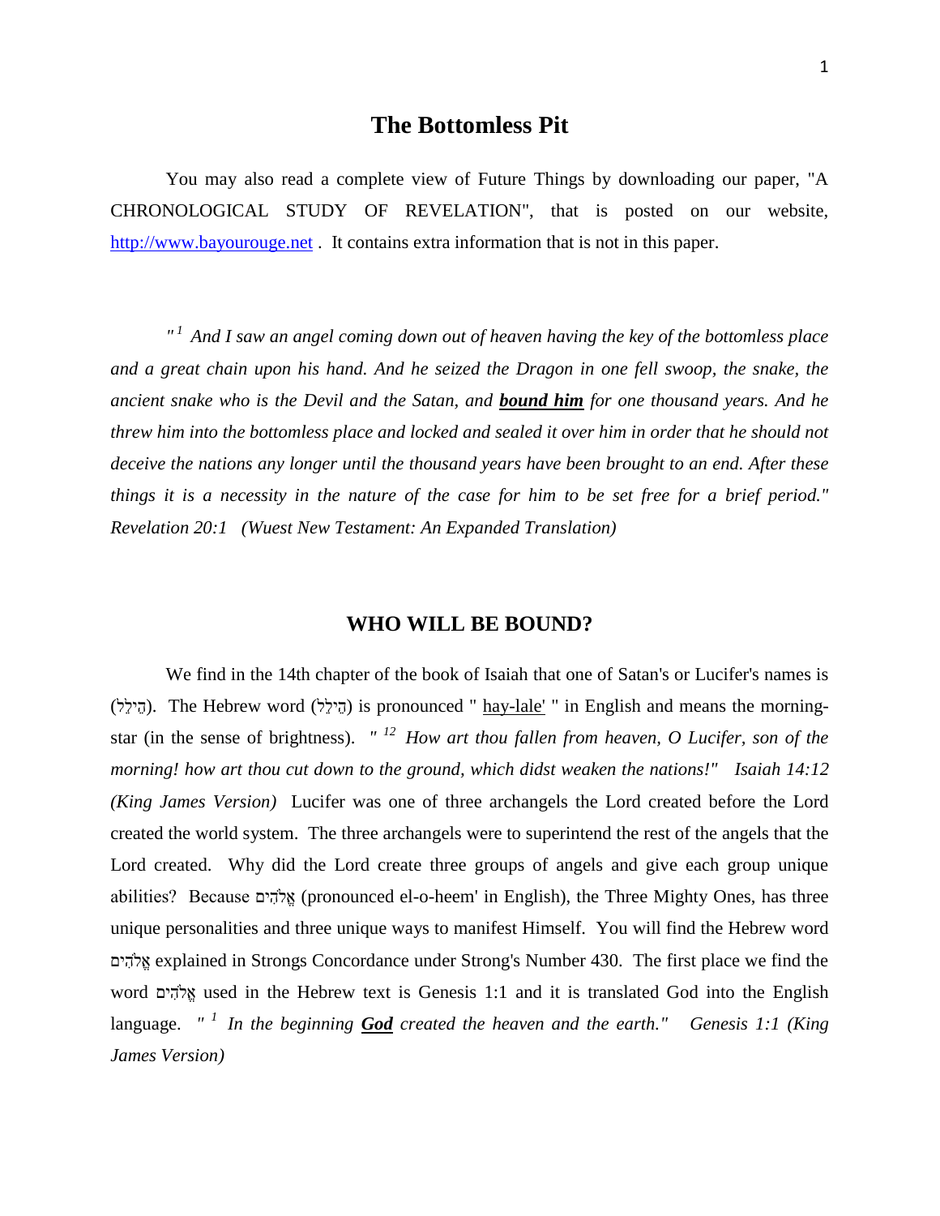# The Bottomless Pit

You may also read a complete view of Future Things by downloading our paper, "A CHRONOLOGICAL STUDY OF REVELATION", that is posted on our website, [http://www.bayourouge.net](http://www.bayourouge.net) . It contains extra information that is not in this paper.

*" 1 And I saw an angel coming down out of heaven having the key of the bottomless place and a great chain upon his hand. And he seized the Dragon in one fell swoop, the snake, the ancient snake who is the Devil and the Satan, and* ***bound him*** *for one thousand years. And he threw him into the bottomless place and locked and sealed it over him in order that he should not deceive the nations any longer until the thousand years have been brought to an end. After these things it is a necessity in the nature of the case for him to be set free for a brief period." Revelation 20:1 (Wuest New Testament: An Expanded Translation)*

## WHO WILL BE BOUND?

We find in the 14th chapter of the book of Isaiah that one of Satan's or Lucifer's names is (הֵילֵל). The Hebrew word (הֵילֵל) is pronounced " hay-lale' " in English and means the morning-star (in the sense of brightness). *" 12 How art thou fallen from heaven, O Lucifer, son of the morning! how art thou cut down to the ground, which didst weaken the nations!" Isaiah 14:12 (King James Version)* Lucifer was one of three archangels the Lord created before the Lord created the world system. The three archangels were to superintend the rest of the angels that the Lord created. Why did the Lord create three groups of angels and give each group unique abilities? Because אֱלֹהִים (pronounced el-o-heem' in English), the Three Mighty Ones, has three unique personalities and three unique ways to manifest Himself. You will find the Hebrew word אֱלֹהִים explained in Strongs Concordance under Strong's Number 430. The first place we find the word אֱלֹהִים used in the Hebrew text is Genesis 1:1 and it is translated God into the English language. *" 1 In the beginning* ***God*** *created the heaven and the earth." Genesis 1:1 (King James Version)*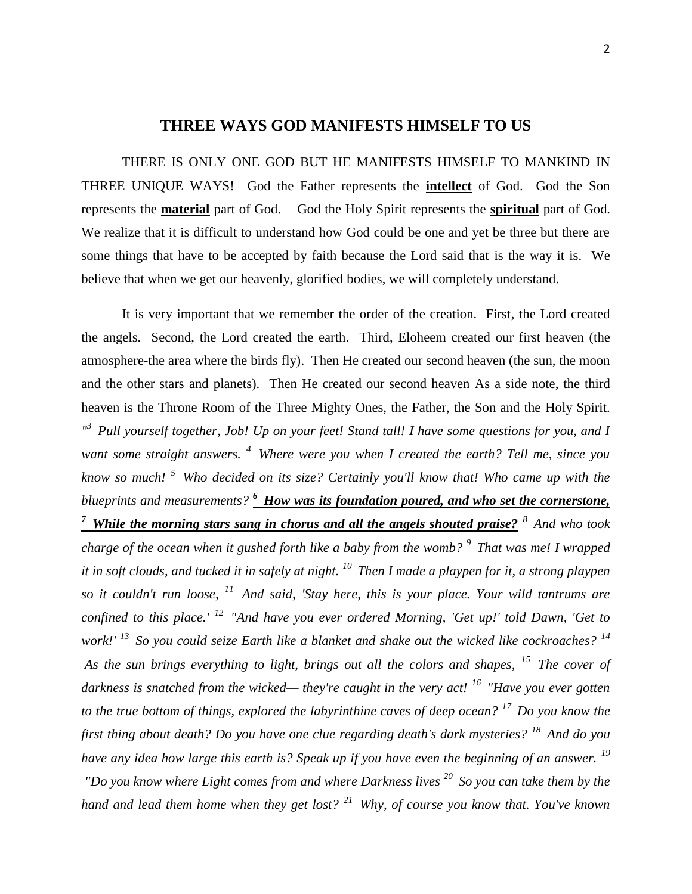## THREE WAYS GOD MANIFESTS HIMSELF TO US

THERE IS ONLY ONE GOD BUT HE MANIFESTS HIMSELF TO MANKIND IN THREE UNIQUE WAYS! God the Father represents the **intellect** of God. God the Son represents the **material** part of God. God the Holy Spirit represents the **spiritual** part of God. We realize that it is difficult to understand how God could be one and yet be three but there are some things that have to be accepted by faith because the Lord said that is the way it is. We believe that when we get our heavenly, glorified bodies, we will completely understand.

It is very important that we remember the order of the creation. First, the Lord created the angels. Second, the Lord created the earth. Third, Eloheem created our first heaven (the atmosphere-the area where the birds fly). Then He created our second heaven (the sun, the moon and the other stars and planets). Then He created our second heaven As a side note, the third heaven is the Throne Room of the Three Mighty Ones, the Father, the Son and the Holy Spirit. *"[3] Pull yourself together, Job! Up on your feet! Stand tall! I have some questions for you, and I want some straight answers. [4] Where were you when I created the earth? Tell me, since you know so much! [5] Who decided on its size? Certainly you'll know that! Who came up with the blueprints and measurements?* ***[6] How was its foundation poured, and who set the cornerstone, [7] While the morning stars sang in chorus and all the angels shouted praise?*** *[8] And who took charge of the ocean when it gushed forth like a baby from the womb? [9] That was me! I wrapped it in soft clouds, and tucked it in safely at night. [10] Then I made a playpen for it, a strong playpen so it couldn't run loose, [11] And said, 'Stay here, this is your place. Your wild tantrums are confined to this place.' [12] "And have you ever ordered Morning, 'Get up!' told Dawn, 'Get to work!' [13] So you could seize Earth like a blanket and shake out the wicked like cockroaches? [14] As the sun brings everything to light, brings out all the colors and shapes, [15] The cover of darkness is snatched from the wicked— they're caught in the very act! [16] "Have you ever gotten to the true bottom of things, explored the labyrinthine caves of deep ocean? [17] Do you know the first thing about death? Do you have one clue regarding death's dark mysteries? [18] And do you have any idea how large this earth is? Speak up if you have even the beginning of an answer. [19] "Do you know where Light comes from and where Darkness lives [20] So you can take them by the hand and lead them home when they get lost? [21] Why, of course you know that. You've known*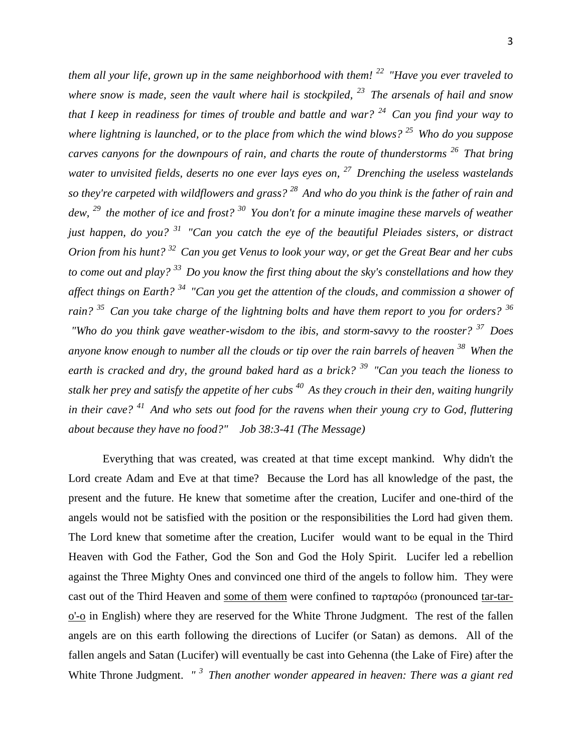*them all your life, grown up in the same neighborhood with them! [22] "Have you ever traveled to where snow is made, seen the vault where hail is stockpiled, [23] The arsenals of hail and snow that I keep in readiness for times of trouble and battle and war? [24] Can you find your way to where lightning is launched, or to the place from which the wind blows? [25] Who do you suppose carves canyons for the downpours of rain, and charts the route of thunderstorms [26] That bring water to unvisited fields, deserts no one ever lays eyes on, [27] Drenching the useless wastelands so they're carpeted with wildflowers and grass? [28] And who do you think is the father of rain and dew, [29] the mother of ice and frost? [30] You don't for a minute imagine these marvels of weather just happen, do you? [31] "Can you catch the eye of the beautiful Pleiades sisters, or distract Orion from his hunt? [32] Can you get Venus to look your way, or get the Great Bear and her cubs to come out and play? [33] Do you know the first thing about the sky's constellations and how they affect things on Earth? [34] "Can you get the attention of the clouds, and commission a shower of rain? [35] Can you take charge of the lightning bolts and have them report to you for orders? [36] "Who do you think gave weather-wisdom to the ibis, and storm-savvy to the rooster? [37] Does anyone know enough to number all the clouds or tip over the rain barrels of heaven [38] When the earth is cracked and dry, the ground baked hard as a brick? [39] "Can you teach the lioness to stalk her prey and satisfy the appetite of her cubs [40] As they crouch in their den, waiting hungrily in their cave? [41] And who sets out food for the ravens when their young cry to God, fluttering about because they have no food?" Job 38:3-41 (The Message)*

Everything that was created, was created at that time except mankind. Why didn't the Lord create Adam and Eve at that time? Because the Lord has all knowledge of the past, the present and the future. He knew that sometime after the creation, Lucifer and one-third of the angels would not be satisfied with the position or the responsibilities the Lord had given them. The Lord knew that sometime after the creation, Lucifer would want to be equal in the Third Heaven with God the Father, God the Son and God the Holy Spirit. Lucifer led a rebellion against the Three Mighty Ones and convinced one third of the angels to follow him. They were cast out of the Third Heaven and <u>some of them</u> were confined to ταρταρόω (pronounced <u>tar-tar-o'-o</u> in English) where they are reserved for the White Throne Judgment. The rest of the fallen angels are on this earth following the directions of Lucifer (or Satan) as demons. All of the fallen angels and Satan (Lucifer) will eventually be cast into Gehenna (the Lake of Fire) after the White Throne Judgment. *" [3] Then another wonder appeared in heaven: There was a giant red*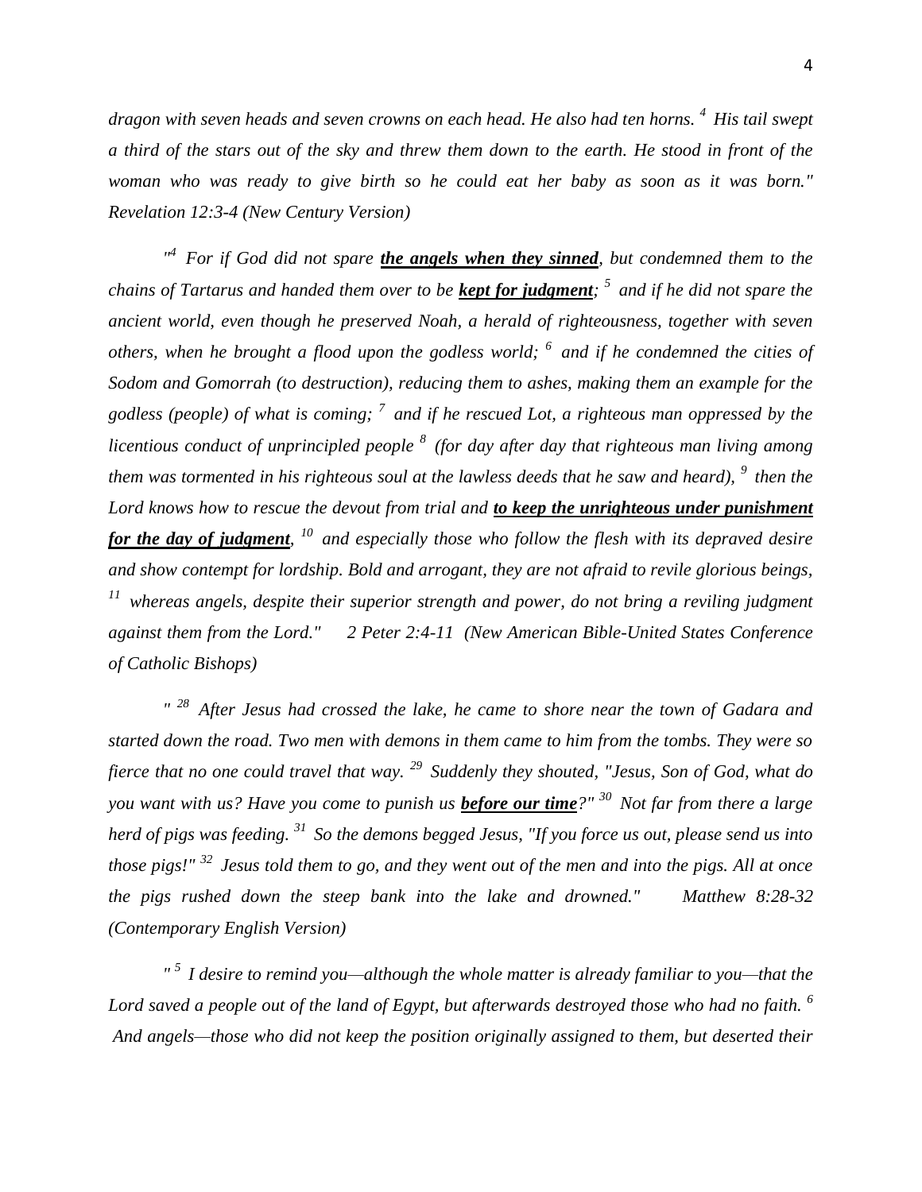*dragon with seven heads and seven crowns on each head. He also had ten horns. [4] His tail swept a third of the stars out of the sky and threw them down to the earth. He stood in front of the woman who was ready to give birth so he could eat her baby as soon as it was born." Revelation 12:3-4 (New Century Version)*

*"[4] For if God did not spare **the angels when they sinned**, but condemned them to the chains of Tartarus and handed them over to be **kept for judgment**; [5] and if he did not spare the ancient world, even though he preserved Noah, a herald of righteousness, together with seven others, when he brought a flood upon the godless world; [6] and if he condemned the cities of Sodom and Gomorrah (to destruction), reducing them to ashes, making them an example for the godless (people) of what is coming; [7] and if he rescued Lot, a righteous man oppressed by the licentious conduct of unprincipled people [8] (for day after day that righteous man living among them was tormented in his righteous soul at the lawless deeds that he saw and heard), [9] then the Lord knows how to rescue the devout from trial and **to keep the unrighteous under punishment for the day of judgment**, [10] and especially those who follow the flesh with its depraved desire and show contempt for lordship. Bold and arrogant, they are not afraid to revile glorious beings, [11] whereas angels, despite their superior strength and power, do not bring a reviling judgment against them from the Lord." 2 Peter 2:4-11 (New American Bible-United States Conference of Catholic Bishops)*

*" [28] After Jesus had crossed the lake, he came to shore near the town of Gadara and started down the road. Two men with demons in them came to him from the tombs. They were so fierce that no one could travel that way. [29] Suddenly they shouted, "Jesus, Son of God, what do you want with us? Have you come to punish us **before our time**?" [30] Not far from there a large herd of pigs was feeding. [31] So the demons begged Jesus, "If you force us out, please send us into those pigs!" [32] Jesus told them to go, and they went out of the men and into the pigs. All at once the pigs rushed down the steep bank into the lake and drowned." Matthew 8:28-32 (Contemporary English Version)*

*" [5] I desire to remind you—although the whole matter is already familiar to you—that the Lord saved a people out of the land of Egypt, but afterwards destroyed those who had no faith. [6] And angels—those who did not keep the position originally assigned to them, but deserted their*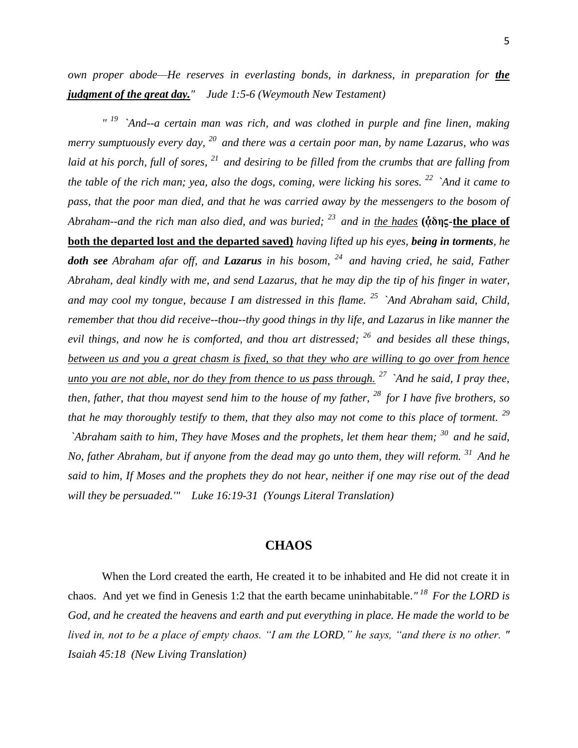*own proper abode—He reserves in everlasting bonds, in darkness, in preparation for* ***<u>the judgment of the great day.</u>****"    Jude 1:5-6 (Weymouth New Testament)*

*" [19] `And--a certain man was rich, and was clothed in purple and fine linen, making merry sumptuously every day, [20] and there was a certain poor man, by name Lazarus, who was laid at his porch, full of sores, [21] and desiring to be filled from the crumbs that are falling from the table of the rich man; yea, also the dogs, coming, were licking his sores. [22] `And it came to pass, that the poor man died, and that he was carried away by the messengers to the bosom of Abraham--and the rich man also died, and was buried; [23] and in <u>the hades</u>* **(ᾄδης-<u>the place of both the departed lost and the departed saved)</u>** *having lifted up his eyes,* ***being in torments****, he* ***doth see*** *Abraham afar off, and* ***Lazarus*** *in his bosom, [24] and having cried, he said, Father Abraham, deal kindly with me, and send Lazarus, that he may dip the tip of his finger in water, and may cool my tongue, because I am distressed in this flame. [25] `And Abraham said, Child, remember that thou did receive--thou--thy good things in thy life, and Lazarus in like manner the evil things, and now he is comforted, and thou art distressed; [26] and besides all these things, <u>between us and you a great chasm is fixed, so that they who are willing to go over from hence unto you are not able, nor do they from thence to us pass through.</u> [27] `And he said, I pray thee, then, father, that thou mayest send him to the house of my father, [28] for I have five brothers, so that he may thoroughly testify to them, that they also may not come to this place of torment. [29] `Abraham saith to him, They have Moses and the prophets, let them hear them; [30] and he said, No, father Abraham, but if anyone from the dead may go unto them, they will reform. [31] And he said to him, If Moses and the prophets they do not hear, neither if one may rise out of the dead will they be persuaded.'"    Luke 16:19-31  (Youngs Literal Translation)*

## CHAOS

When the Lord created the earth, He created it to be inhabited and He did not create it in chaos. And yet we find in Genesis 1:2 that the earth became uninhabitable.*" [18] For the LORD is God, and he created the heavens and earth and put everything in place. He made the world to be lived in, not to be a place of empty chaos. "I am the LORD," he says, "and there is no other. " Isaiah 45:18  (New Living Translation)*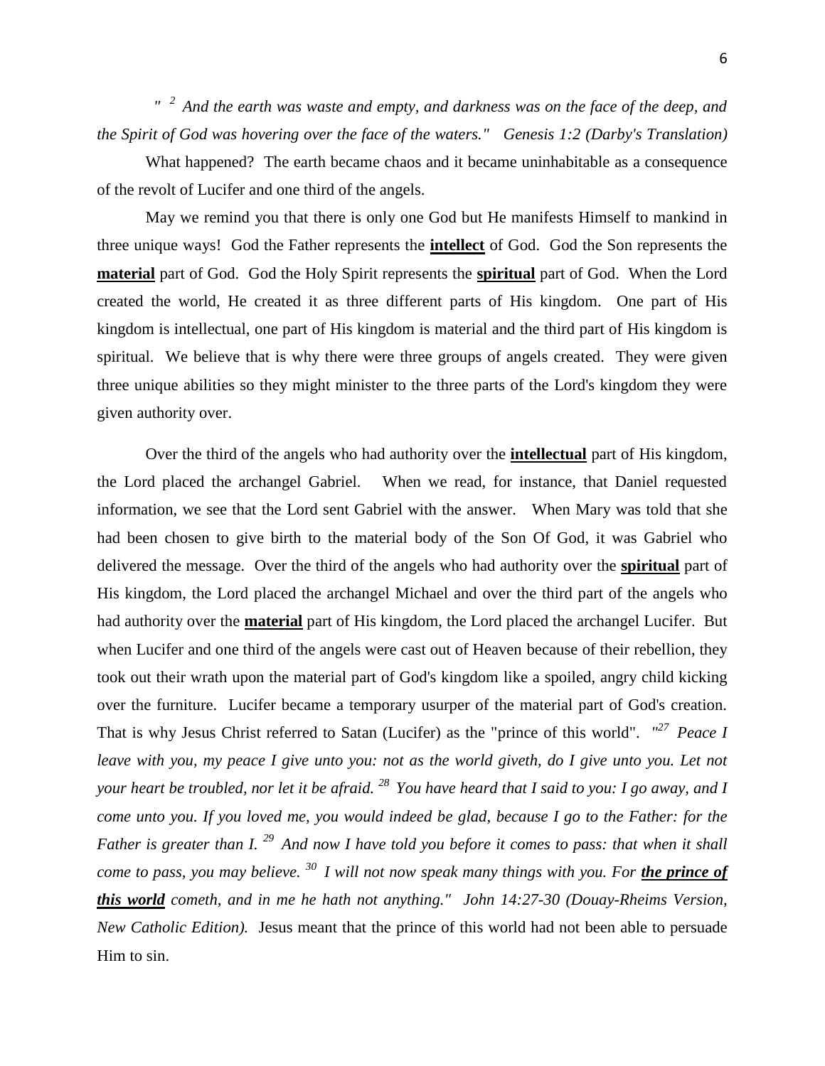*" [2] And the earth was waste and empty, and darkness was on the face of the deep, and the Spirit of God was hovering over the face of the waters." Genesis 1:2 (Darby's Translation)*

What happened? The earth became chaos and it became uninhabitable as a consequence of the revolt of Lucifer and one third of the angels.

May we remind you that there is only one God but He manifests Himself to mankind in three unique ways! God the Father represents the **<u>intellect</u>** of God. God the Son represents the **<u>material</u>** part of God. God the Holy Spirit represents the **<u>spiritual</u>** part of God. When the Lord created the world, He created it as three different parts of His kingdom. One part of His kingdom is intellectual, one part of His kingdom is material and the third part of His kingdom is spiritual. We believe that is why there were three groups of angels created. They were given three unique abilities so they might minister to the three parts of the Lord's kingdom they were given authority over.

Over the third of the angels who had authority over the **<u>intellectual</u>** part of His kingdom, the Lord placed the archangel Gabriel. When we read, for instance, that Daniel requested information, we see that the Lord sent Gabriel with the answer. When Mary was told that she had been chosen to give birth to the material body of the Son Of God, it was Gabriel who delivered the message. Over the third of the angels who had authority over the **<u>spiritual</u>** part of His kingdom, the Lord placed the archangel Michael and over the third part of the angels who had authority over the **<u>material</u>** part of His kingdom, the Lord placed the archangel Lucifer. But when Lucifer and one third of the angels were cast out of Heaven because of their rebellion, they took out their wrath upon the material part of God's kingdom like a spoiled, angry child kicking over the furniture. Lucifer became a temporary usurper of the material part of God's creation. That is why Jesus Christ referred to Satan (Lucifer) as the "prince of this world". *"[27] Peace I leave with you, my peace I give unto you: not as the world giveth, do I give unto you. Let not your heart be troubled, nor let it be afraid. [28] You have heard that I said to you: I go away, and I come unto you. If you loved me, you would indeed be glad, because I go to the Father: for the Father is greater than I. [29] And now I have told you before it comes to pass: that when it shall come to pass, you may believe. [30] I will not now speak many things with you. For **<u>the prince of this world</u>** cometh, and in me he hath not anything." John 14:27-30 (Douay-Rheims Version, New Catholic Edition).* Jesus meant that the prince of this world had not been able to persuade Him to sin.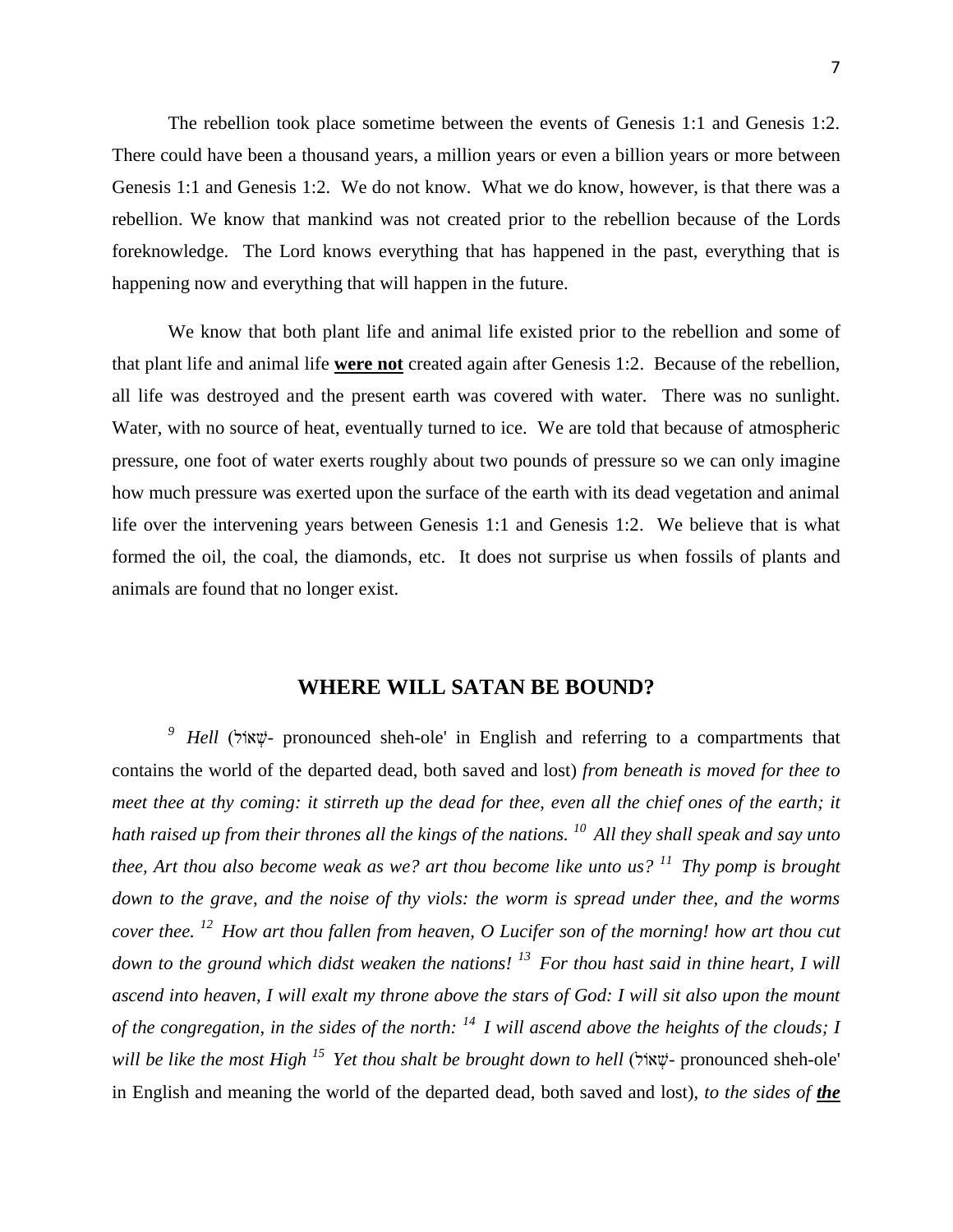The rebellion took place sometime between the events of Genesis 1:1 and Genesis 1:2. There could have been a thousand years, a million years or even a billion years or more between Genesis 1:1 and Genesis 1:2. We do not know. What we do know, however, is that there was a rebellion. We know that mankind was not created prior to the rebellion because of the Lords foreknowledge. The Lord knows everything that has happened in the past, everything that is happening now and everything that will happen in the future.

We know that both plant life and animal life existed prior to the rebellion and some of that plant life and animal life **<u>were not</u>** created again after Genesis 1:2. Because of the rebellion, all life was destroyed and the present earth was covered with water. There was no sunlight. Water, with no source of heat, eventually turned to ice. We are told that because of atmospheric pressure, one foot of water exerts roughly about two pounds of pressure so we can only imagine how much pressure was exerted upon the surface of the earth with its dead vegetation and animal life over the intervening years between Genesis 1:1 and Genesis 1:2. We believe that is what formed the oil, the coal, the diamonds, etc. It does not surprise us when fossils of plants and animals are found that no longer exist.

## WHERE WILL SATAN BE BOUND?

[9] *Hell* (שְׁאוֹל- pronounced sheh-ole' in English and referring to a compartments that contains the world of the departed dead, both saved and lost) *from beneath is moved for thee to meet thee at thy coming: it stirreth up the dead for thee, even all the chief ones of the earth; it hath raised up from their thrones all the kings of the nations.* [10] *All they shall speak and say unto thee, Art thou also become weak as we? art thou become like unto us?* [11] *Thy pomp is brought down to the grave, and the noise of thy viols: the worm is spread under thee, and the worms cover thee.* [12] *How art thou fallen from heaven, O Lucifer son of the morning! how art thou cut down to the ground which didst weaken the nations!* [13] *For thou hast said in thine heart, I will ascend into heaven, I will exalt my throne above the stars of God: I will sit also upon the mount of the congregation, in the sides of the north:* [14] *I will ascend above the heights of the clouds; I will be like the most High* [15] *Yet thou shalt be brought down to hell* (שְׁאוֹל- pronounced sheh-ole' in English and meaning the world of the departed dead, both saved and lost), *to the sides of* ***<u>the</u>***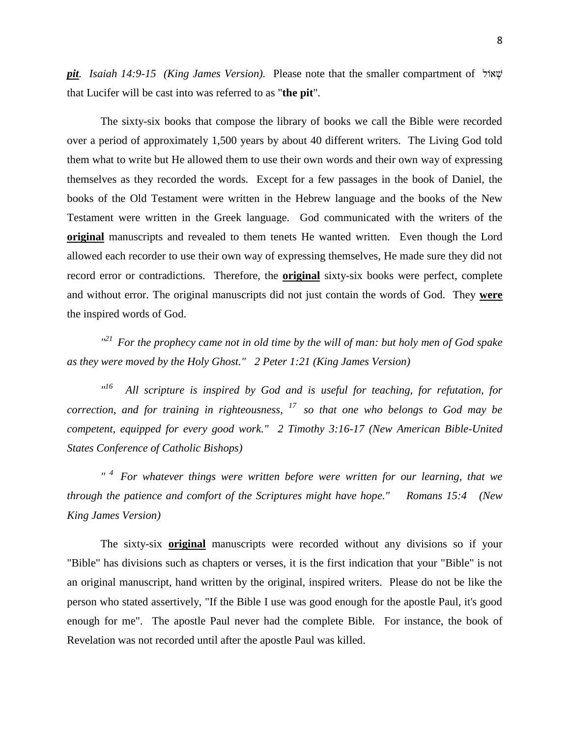***pit***. *Isaiah 14:9-15 (King James Version).* Please note that the smaller compartment of שְׁאוֹל that Lucifer will be cast into was referred to as "**the pit**".

The sixty-six books that compose the library of books we call the Bible were recorded over a period of approximately 1,500 years by about 40 different writers. The Living God told them what to write but He allowed them to use their own words and their own way of expressing themselves as they recorded the words. Except for a few passages in the book of Daniel, the books of the Old Testament were written in the Hebrew language and the books of the New Testament were written in the Greek language. God communicated with the writers of the **original** manuscripts and revealed to them tenets He wanted written. Even though the Lord allowed each recorder to use their own way of expressing themselves, He made sure they did not record error or contradictions. Therefore, the **original** sixty-six books were perfect, complete and without error. The original manuscripts did not just contain the words of God. They **were** the inspired words of God.

*"[21] For the prophecy came not in old time by the will of man: but holy men of God spake as they were moved by the Holy Ghost." 2 Peter 1:21 (King James Version)*

*"[16] All scripture is inspired by God and is useful for teaching, for refutation, for correction, and for training in righteousness, [17] so that one who belongs to God may be competent, equipped for every good work." 2 Timothy 3:16-17 (New American Bible-United States Conference of Catholic Bishops)*

*" [4] For whatever things were written before were written for our learning, that we through the patience and comfort of the Scriptures might have hope." Romans 15:4 (New King James Version)*

The sixty-six **original** manuscripts were recorded without any divisions so if your "Bible" has divisions such as chapters or verses, it is the first indication that your "Bible" is not an original manuscript, hand written by the original, inspired writers. Please do not be like the person who stated assertively, "If the Bible I use was good enough for the apostle Paul, it's good enough for me". The apostle Paul never had the complete Bible. For instance, the book of Revelation was not recorded until after the apostle Paul was killed.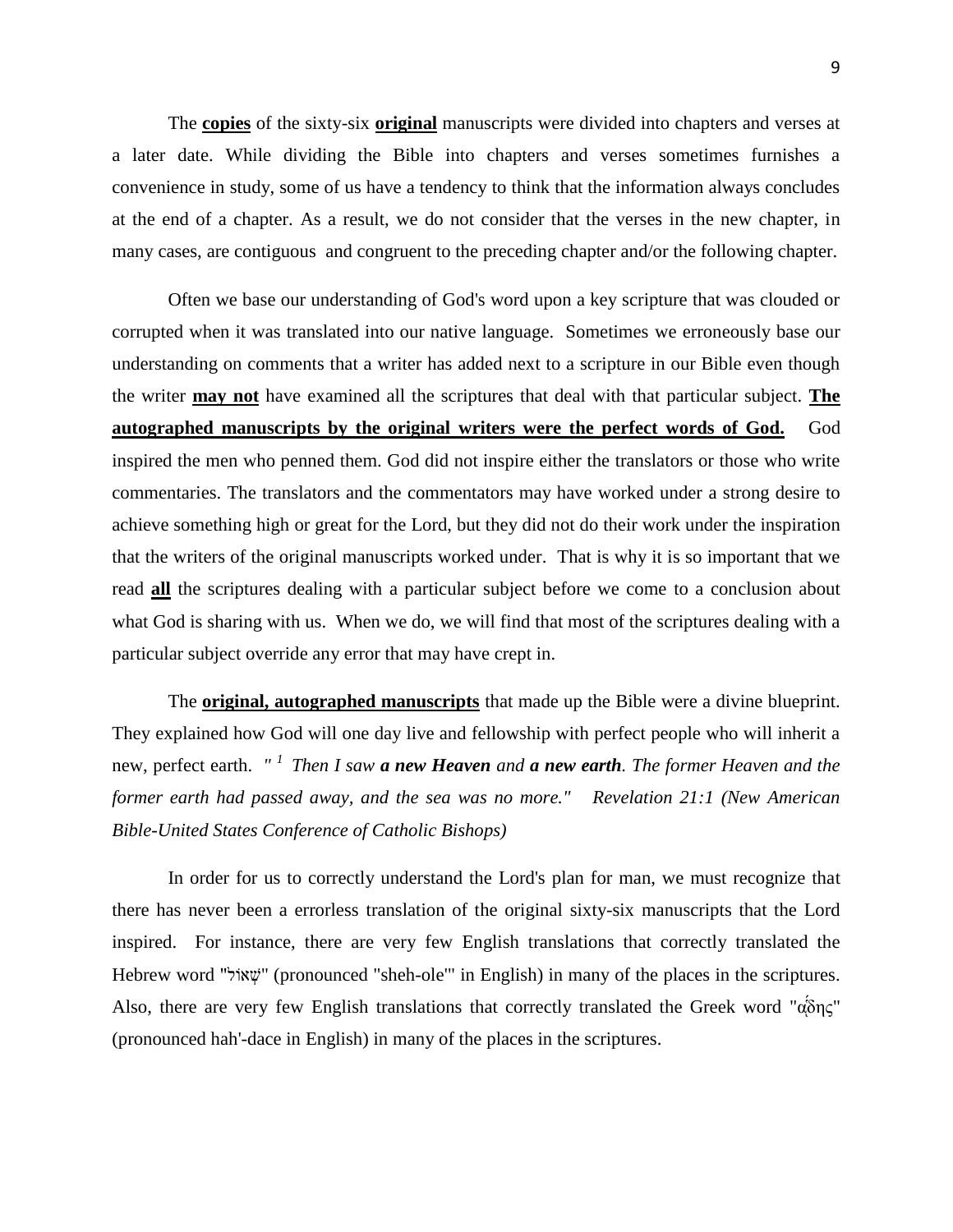The **copies** of the sixty-six **original** manuscripts were divided into chapters and verses at a later date. While dividing the Bible into chapters and verses sometimes furnishes a convenience in study, some of us have a tendency to think that the information always concludes at the end of a chapter. As a result, we do not consider that the verses in the new chapter, in many cases, are contiguous and congruent to the preceding chapter and/or the following chapter.

Often we base our understanding of God's word upon a key scripture that was clouded or corrupted when it was translated into our native language. Sometimes we erroneously base our understanding on comments that a writer has added next to a scripture in our Bible even though the writer **may not** have examined all the scriptures that deal with that particular subject. **The autographed manuscripts by the original writers were the perfect words of God.** God inspired the men who penned them. God did not inspire either the translators or those who write commentaries. The translators and the commentators may have worked under a strong desire to achieve something high or great for the Lord, but they did not do their work under the inspiration that the writers of the original manuscripts worked under. That is why it is so important that we read **all** the scriptures dealing with a particular subject before we come to a conclusion about what God is sharing with us. When we do, we will find that most of the scriptures dealing with a particular subject override any error that may have crept in.

The **original, autographed manuscripts** that made up the Bible were a divine blueprint. They explained how God will one day live and fellowship with perfect people who will inherit a new, perfect earth. *"[1] Then I saw **a new Heaven** and **a new earth**. The former Heaven and the former earth had passed away, and the sea was no more." Revelation 21:1 (New American Bible-United States Conference of Catholic Bishops)*

In order for us to correctly understand the Lord's plan for man, we must recognize that there has never been a errorless translation of the original sixty-six manuscripts that the Lord inspired. For instance, there are very few English translations that correctly translated the Hebrew word "שְׁאוֹל" (pronounced "sheh-ole'" in English) in many of the places in the scriptures. Also, there are very few English translations that correctly translated the Greek word "ᾅδης" (pronounced hah'-dace in English) in many of the places in the scriptures.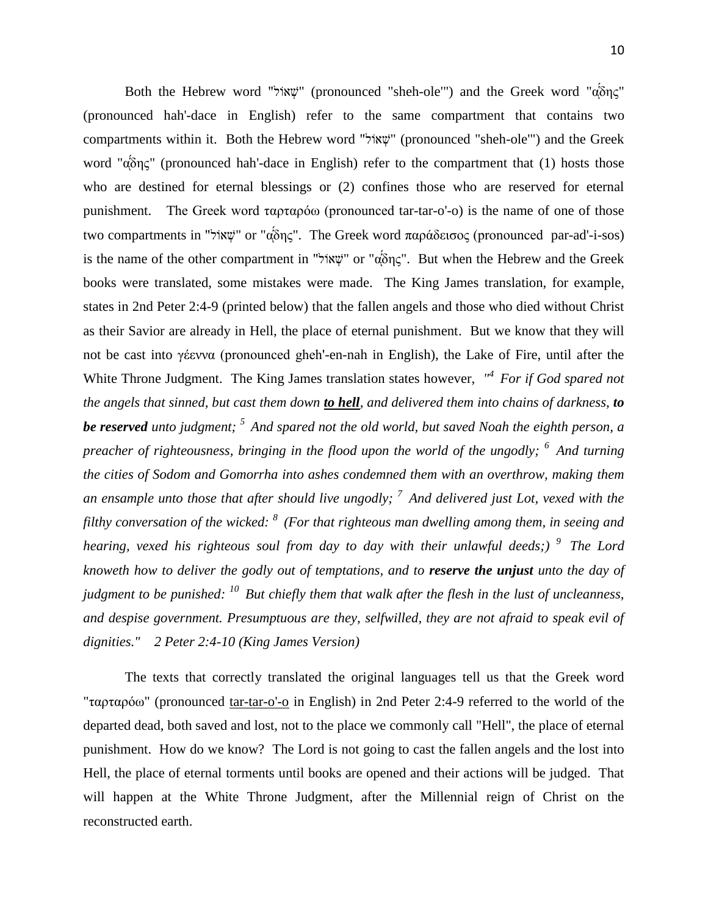Both the Hebrew word "שְׁאוֹל" (pronounced "sheh-ole'") and the Greek word "ᾅδης" (pronounced hah'-dace in English) refer to the same compartment that contains two compartments within it. Both the Hebrew word "שְׁאוֹל" (pronounced "sheh-ole'") and the Greek word "ᾅδης" (pronounced hah'-dace in English) refer to the compartment that (1) hosts those who are destined for eternal blessings or (2) confines those who are reserved for eternal punishment. The Greek word ταρταρόω (pronounced tar-tar-o'-o) is the name of one of those two compartments in "שְׁאוֹל" or "ᾅδης". The Greek word παράδεισος (pronounced par-ad'-i-sos) is the name of the other compartment in "שְׁאוֹל" or "ᾅδης". But when the Hebrew and the Greek books were translated, some mistakes were made. The King James translation, for example, states in 2nd Peter 2:4-9 (printed below) that the fallen angels and those who died without Christ as their Savior are already in Hell, the place of eternal punishment. But we know that they will not be cast into γέεννα (pronounced gheh'-en-nah in English), the Lake of Fire, until after the White Throne Judgment. The King James translation states however, *"[4] For if God spared not the angels that sinned, but cast them down **<u>to hell</u>**, and delivered them into chains of darkness, **to be reserved** unto judgment; [5] And spared not the old world, but saved Noah the eighth person, a preacher of righteousness, bringing in the flood upon the world of the ungodly; [6] And turning the cities of Sodom and Gomorrha into ashes condemned them with an overthrow, making them an ensample unto those that after should live ungodly; [7] And delivered just Lot, vexed with the filthy conversation of the wicked: [8] (For that righteous man dwelling among them, in seeing and hearing, vexed his righteous soul from day to day with their unlawful deeds;) [9] The Lord knoweth how to deliver the godly out of temptations, and to **reserve the unjust** unto the day of judgment to be punished: [10] But chiefly them that walk after the flesh in the lust of uncleanness, and despise government. Presumptuous are they, selfwilled, they are not afraid to speak evil of dignities." 2 Peter 2:4-10 (King James Version)*

The texts that correctly translated the original languages tell us that the Greek word "ταρταρόω" (pronounced <u>tar-tar-o'-o</u> in English) in 2nd Peter 2:4-9 referred to the world of the departed dead, both saved and lost, not to the place we commonly call "Hell", the place of eternal punishment. How do we know? The Lord is not going to cast the fallen angels and the lost into Hell, the place of eternal torments until books are opened and their actions will be judged. That will happen at the White Throne Judgment, after the Millennial reign of Christ on the reconstructed earth.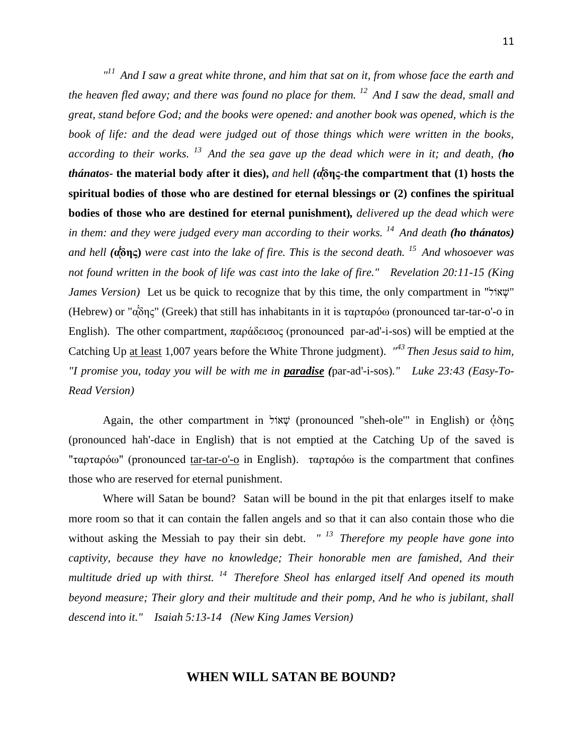*"[11] And I saw a great white throne, and him that sat on it, from whose face the earth and the heaven fled away; and there was found no place for them. [12] And I saw the dead, small and great, stand before God; and the books were opened: and another book was opened, which is the book of life: and the dead were judged out of those things which were written in the books, according to their works. [13] And the sea gave up the dead which were in it; and death, (**ho thánatos**-* **the material body after it dies),** *and hell* **(ᾅδης-the compartment that (1) hosts the spiritual bodies of those who are destined for eternal blessings or (2) confines the spiritual bodies of those who are destined for eternal punishment),** *delivered up the dead which were in them: and they were judged every man according to their works. [14] And death **(ho thánatos)** and hell **(ᾅδης)** were cast into the lake of fire. This is the second death. [15] And whosoever was not found written in the book of life was cast into the lake of fire." Revelation 20:11-15 (King James Version)* Let us be quick to recognize that by this time, the only compartment in "שְׁאוֹל" (Hebrew) or "ᾅδης" (Greek) that still has inhabitants in it is ταρταρόω (pronounced tar-tar-o'-o in English). The other compartment, παράδεισος (pronounced par-ad'-i-sos) will be emptied at the Catching Up <u>at least</u> 1,007 years before the White Throne judgment). *"[43] Then Jesus said to him, "I promise you, today you will be with me in **<u>paradise</u>** (*par-ad'-i-sos*)." Luke 23:43 (Easy-To-Read Version)*

Again, the other compartment in שְׁאוֹל (pronounced "sheh-ole'" in English) or ᾅδης (pronounced hah'-dace in English) that is not emptied at the Catching Up of the saved is "ταρταρόω" (pronounced <u>tar-tar-o'-o</u> in English). ταρταρόω is the compartment that confines those who are reserved for eternal punishment.

Where will Satan be bound? Satan will be bound in the pit that enlarges itself to make more room so that it can contain the fallen angels and so that it can also contain those who die without asking the Messiah to pay their sin debt. *" [13] Therefore my people have gone into captivity, because they have no knowledge; Their honorable men are famished, And their multitude dried up with thirst. [14] Therefore Sheol has enlarged itself And opened its mouth beyond measure; Their glory and their multitude and their pomp, And he who is jubilant, shall descend into it." Isaiah 5:13-14 (New King James Version)*

## WHEN WILL SATAN BE BOUND?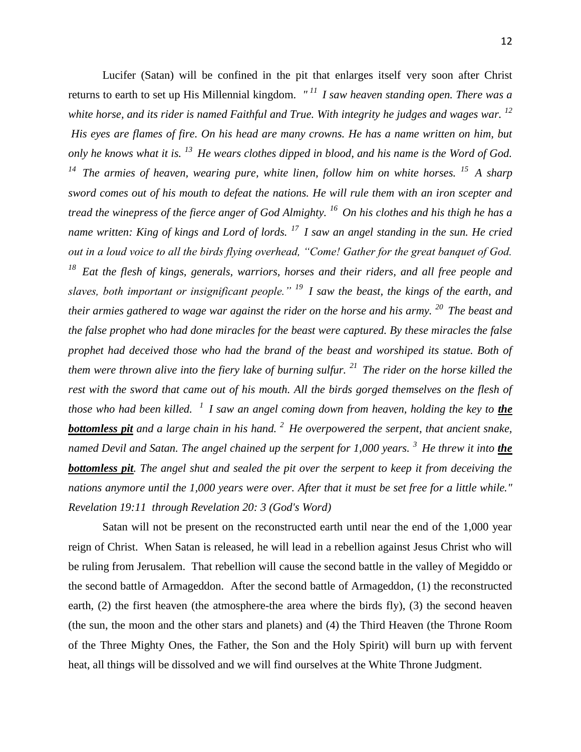Lucifer (Satan) will be confined in the pit that enlarges itself very soon after Christ returns to earth to set up His Millennial kingdom. *"[11] I saw heaven standing open. There was a white horse, and its rider is named Faithful and True. With integrity he judges and wages war. [12] His eyes are flames of fire. On his head are many crowns. He has a name written on him, but only he knows what it is. [13] He wears clothes dipped in blood, and his name is the Word of God. [14] The armies of heaven, wearing pure, white linen, follow him on white horses. [15] A sharp sword comes out of his mouth to defeat the nations. He will rule them with an iron scepter and tread the winepress of the fierce anger of God Almighty. [16] On his clothes and his thigh he has a name written: King of kings and Lord of lords. [17] I saw an angel standing in the sun. He cried out in a loud voice to all the birds flying overhead, "Come! Gather for the great banquet of God. [18] Eat the flesh of kings, generals, warriors, horses and their riders, and all free people and slaves, both important or insignificant people." [19] I saw the beast, the kings of the earth, and their armies gathered to wage war against the rider on the horse and his army. [20] The beast and the false prophet who had done miracles for the beast were captured. By these miracles the false prophet had deceived those who had the brand of the beast and worshiped its statue. Both of them were thrown alive into the fiery lake of burning sulfur. [21] The rider on the horse killed the rest with the sword that came out of his mouth. All the birds gorged themselves on the flesh of those who had been killed. [1] I saw an angel coming down from heaven, holding the key to **<u>the bottomless pit</u>** and a large chain in his hand. [2] He overpowered the serpent, that ancient snake, named Devil and Satan. The angel chained up the serpent for 1,000 years. [3] He threw it into **<u>the bottomless pit</u>**. The angel shut and sealed the pit over the serpent to keep it from deceiving the nations anymore until the 1,000 years were over. After that it must be set free for a little while." Revelation 19:11 through Revelation 20: 3 (God's Word)*

Satan will not be present on the reconstructed earth until near the end of the 1,000 year reign of Christ. When Satan is released, he will lead in a rebellion against Jesus Christ who will be ruling from Jerusalem. That rebellion will cause the second battle in the valley of Megiddo or the second battle of Armageddon. After the second battle of Armageddon, (1) the reconstructed earth, (2) the first heaven (the atmosphere-the area where the birds fly), (3) the second heaven (the sun, the moon and the other stars and planets) and (4) the Third Heaven (the Throne Room of the Three Mighty Ones, the Father, the Son and the Holy Spirit) will burn up with fervent heat, all things will be dissolved and we will find ourselves at the White Throne Judgment.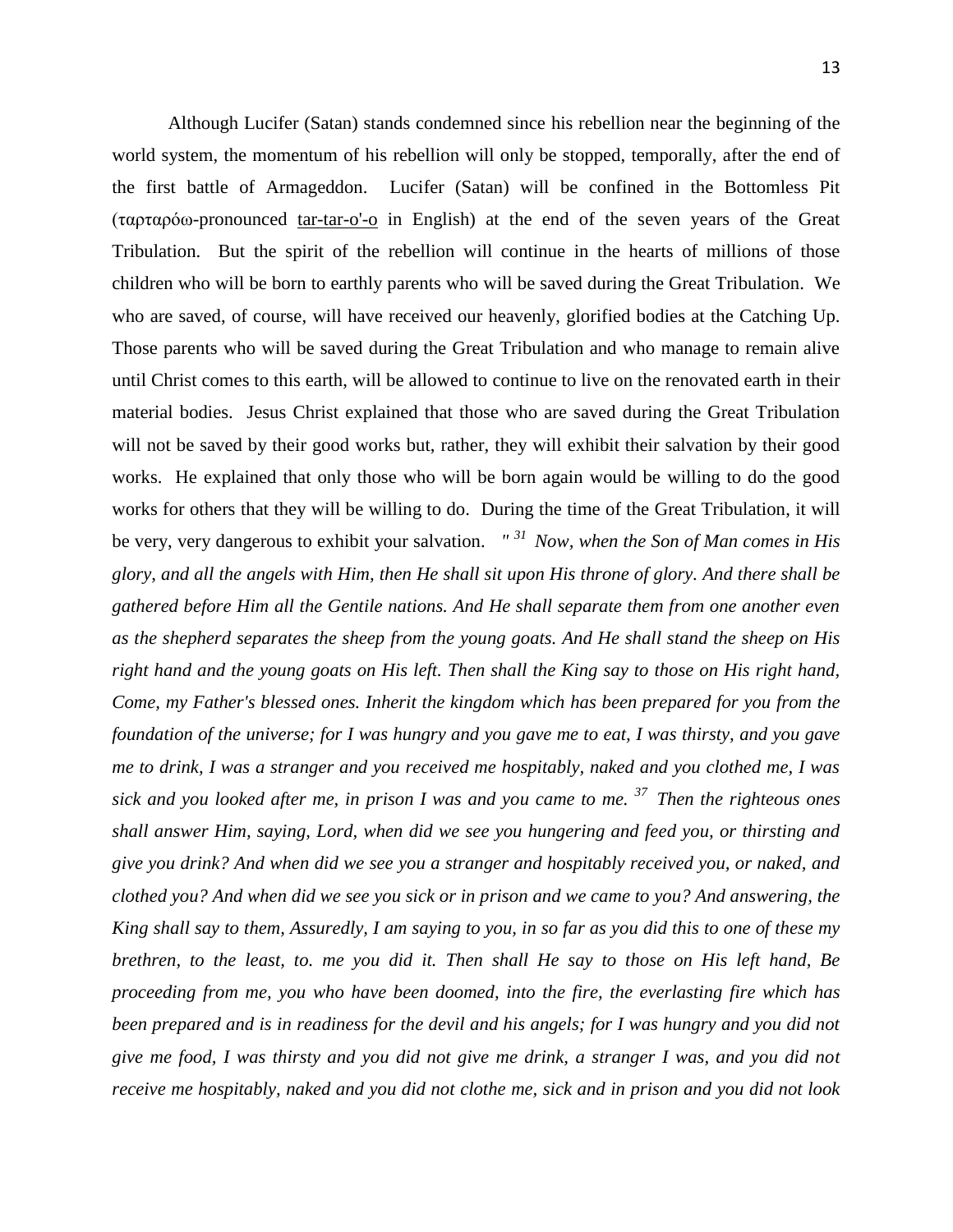Although Lucifer (Satan) stands condemned since his rebellion near the beginning of the world system, the momentum of his rebellion will only be stopped, temporally, after the end of the first battle of Armageddon. Lucifer (Satan) will be confined in the Bottomless Pit (ταρταρόω-pronounced <u>tar-tar-o'-o</u> in English) at the end of the seven years of the Great Tribulation. But the spirit of the rebellion will continue in the hearts of millions of those children who will be born to earthly parents who will be saved during the Great Tribulation. We who are saved, of course, will have received our heavenly, glorified bodies at the Catching Up. Those parents who will be saved during the Great Tribulation and who manage to remain alive until Christ comes to this earth, will be allowed to continue to live on the renovated earth in their material bodies. Jesus Christ explained that those who are saved during the Great Tribulation will not be saved by their good works but, rather, they will exhibit their salvation by their good works. He explained that only those who will be born again would be willing to do the good works for others that they will be willing to do. During the time of the Great Tribulation, it will be very, very dangerous to exhibit your salvation. *" 31 Now, when the Son of Man comes in His glory, and all the angels with Him, then He shall sit upon His throne of glory. And there shall be gathered before Him all the Gentile nations. And He shall separate them from one another even as the shepherd separates the sheep from the young goats. And He shall stand the sheep on His right hand and the young goats on His left. Then shall the King say to those on His right hand, Come, my Father's blessed ones. Inherit the kingdom which has been prepared for you from the foundation of the universe; for I was hungry and you gave me to eat, I was thirsty, and you gave me to drink, I was a stranger and you received me hospitably, naked and you clothed me, I was sick and you looked after me, in prison I was and you came to me. 37 Then the righteous ones shall answer Him, saying, Lord, when did we see you hungering and feed you, or thirsting and give you drink? And when did we see you a stranger and hospitably received you, or naked, and clothed you? And when did we see you sick or in prison and we came to you? And answering, the King shall say to them, Assuredly, I am saying to you, in so far as you did this to one of these my brethren, to the least, to. me you did it. Then shall He say to those on His left hand, Be proceeding from me, you who have been doomed, into the fire, the everlasting fire which has been prepared and is in readiness for the devil and his angels; for I was hungry and you did not give me food, I was thirsty and you did not give me drink, a stranger I was, and you did not receive me hospitably, naked and you did not clothe me, sick and in prison and you did not look*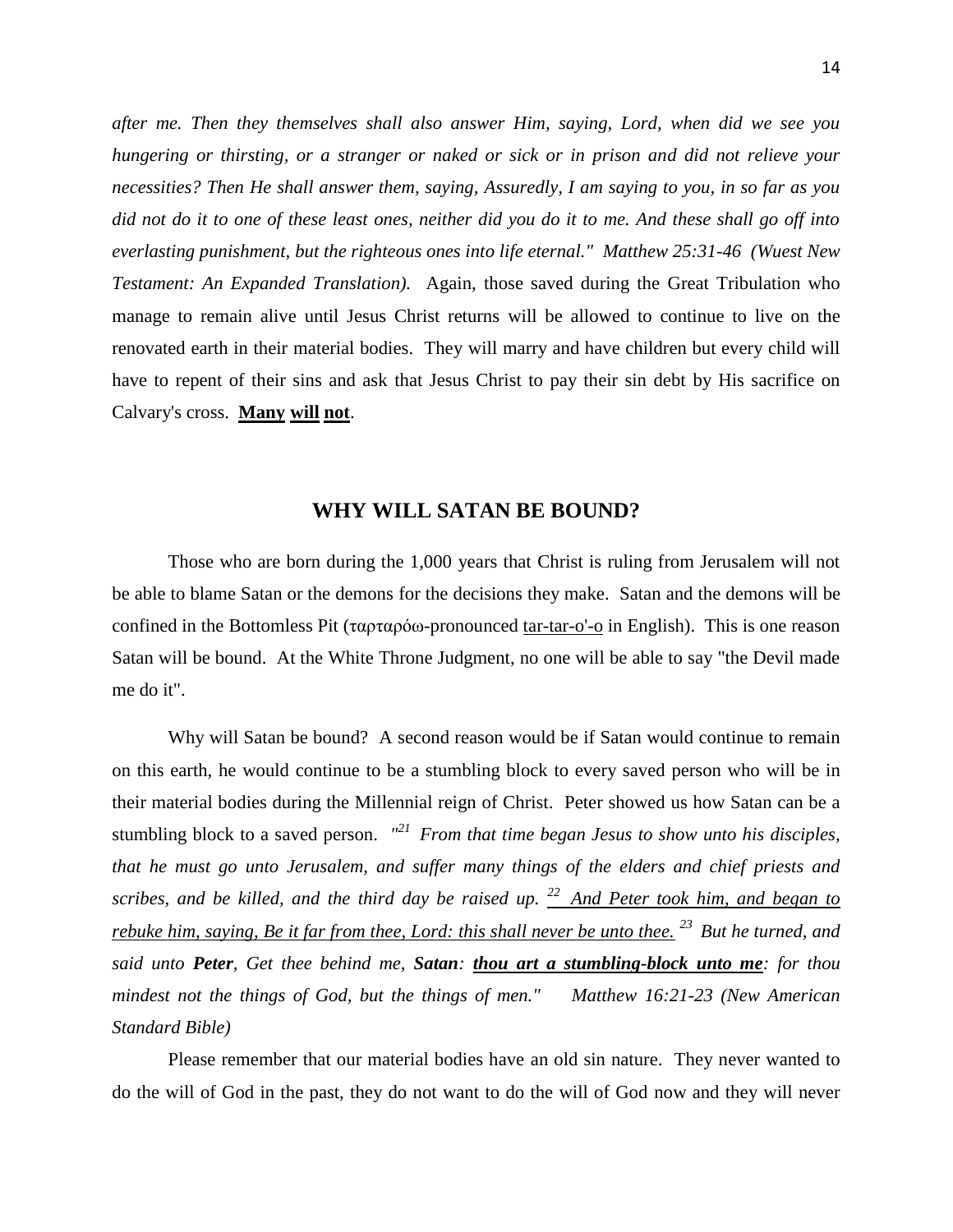*after me. Then they themselves shall also answer Him, saying, Lord, when did we see you hungering or thirsting, or a stranger or naked or sick or in prison and did not relieve your necessities? Then He shall answer them, saying, Assuredly, I am saying to you, in so far as you did not do it to one of these least ones, neither did you do it to me. And these shall go off into everlasting punishment, but the righteous ones into life eternal." Matthew 25:31-46 (Wuest New Testament: An Expanded Translation).* Again, those saved during the Great Tribulation who manage to remain alive until Jesus Christ returns will be allowed to continue to live on the renovated earth in their material bodies. They will marry and have children but every child will have to repent of their sins and ask that Jesus Christ to pay their sin debt by His sacrifice on Calvary's cross. <u>**Many**</u> <u>**will**</u> <u>**not**</u>.

## WHY WILL SATAN BE BOUND?

Those who are born during the 1,000 years that Christ is ruling from Jerusalem will not be able to blame Satan or the demons for the decisions they make. Satan and the demons will be confined in the Bottomless Pit (ταρταρόω-pronounced <u>tar-tar-o'-o</u> in English). This is one reason Satan will be bound. At the White Throne Judgment, no one will be able to say "the Devil made me do it".

Why will Satan be bound? A second reason would be if Satan would continue to remain on this earth, he would continue to be a stumbling block to every saved person who will be in their material bodies during the Millennial reign of Christ. Peter showed us how Satan can be a stumbling block to a saved person. *"[21] From that time began Jesus to show unto his disciples, that he must go unto Jerusalem, and suffer many things of the elders and chief priests and scribes, and be killed, and the third day be raised up. <u>[22] And Peter took him, and began to rebuke him, saying, Be it far from thee, Lord: this shall never be unto thee.</u> [23] But he turned, and said unto **Peter**, Get thee behind me, **Satan**: <u>**thou art a stumbling-block unto me**</u>: for thou mindest not the things of God, but the things of men." Matthew 16:21-23 (New American Standard Bible)*

Please remember that our material bodies have an old sin nature. They never wanted to do the will of God in the past, they do not want to do the will of God now and they will never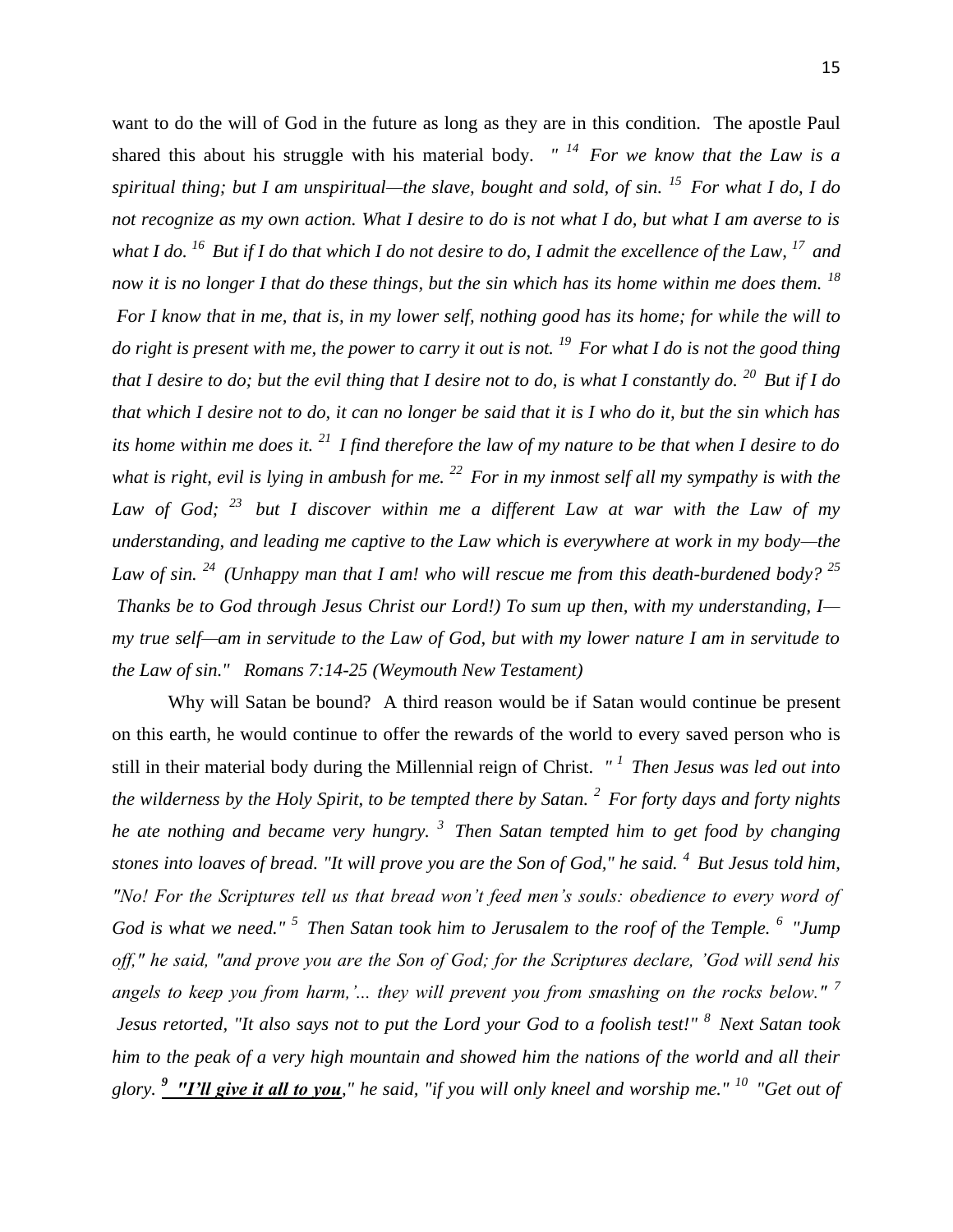want to do the will of God in the future as long as they are in this condition. The apostle Paul shared this about his struggle with his material body. *" [14] For we know that the Law is a spiritual thing; but I am unspiritual—the slave, bought and sold, of sin. [15] For what I do, I do not recognize as my own action. What I desire to do is not what I do, but what I am averse to is what I do. [16] But if I do that which I do not desire to do, I admit the excellence of the Law, [17] and now it is no longer I that do these things, but the sin which has its home within me does them. [18] For I know that in me, that is, in my lower self, nothing good has its home; for while the will to do right is present with me, the power to carry it out is not. [19] For what I do is not the good thing that I desire to do; but the evil thing that I desire not to do, is what I constantly do. [20] But if I do that which I desire not to do, it can no longer be said that it is I who do it, but the sin which has its home within me does it. [21] I find therefore the law of my nature to be that when I desire to do what is right, evil is lying in ambush for me. [22] For in my inmost self all my sympathy is with the Law of God; [23] but I discover within me a different Law at war with the Law of my understanding, and leading me captive to the Law which is everywhere at work in my body—the Law of sin. [24] (Unhappy man that I am! who will rescue me from this death-burdened body? [25] Thanks be to God through Jesus Christ our Lord!) To sum up then, with my understanding, I—my true self—am in servitude to the Law of God, but with my lower nature I am in servitude to the Law of sin." Romans 7:14-25 (Weymouth New Testament)*

Why will Satan be bound? A third reason would be if Satan would continue be present on this earth, he would continue to offer the rewards of the world to every saved person who is still in their material body during the Millennial reign of Christ. *" [1] Then Jesus was led out into the wilderness by the Holy Spirit, to be tempted there by Satan. [2] For forty days and forty nights he ate nothing and became very hungry. [3] Then Satan tempted him to get food by changing stones into loaves of bread. "It will prove you are the Son of God," he said. [4] But Jesus told him, "No! For the Scriptures tell us that bread won't feed men's souls: obedience to every word of God is what we need." [5] Then Satan took him to Jerusalem to the roof of the Temple. [6] "Jump off," he said, "and prove you are the Son of God; for the Scriptures declare, 'God will send his angels to keep you from harm,'... they will prevent you from smashing on the rocks below." [7] Jesus retorted, "It also says not to put the Lord your God to a foolish test!" [8] Next Satan took him to the peak of a very high mountain and showed him the nations of the world and all their glory.* ***[9] <u>"I'll give it all to you</u>,"*** *he said, "if you will only kneel and worship me." [10] "Get out of*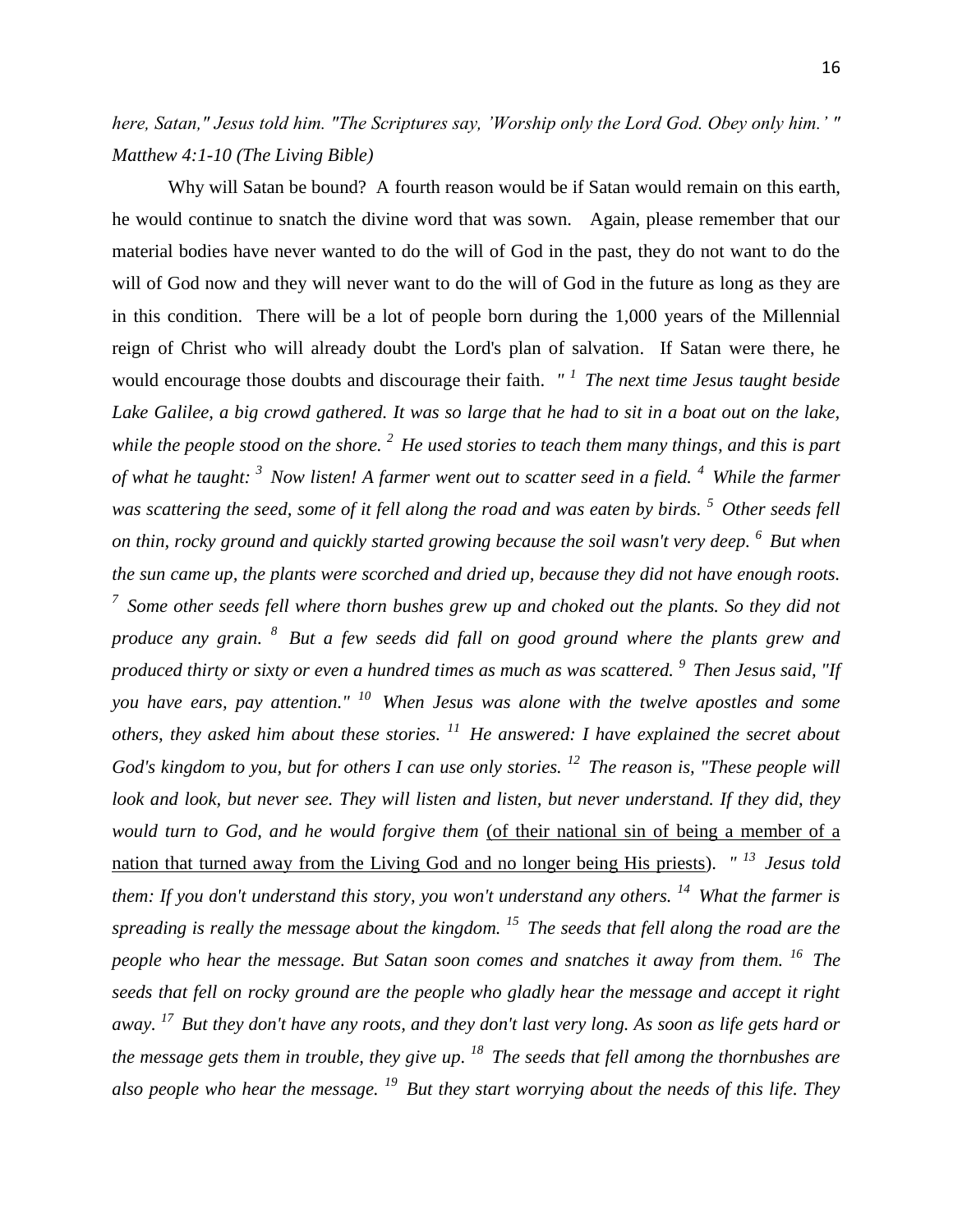*here, Satan," Jesus told him. "The Scriptures say, 'Worship only the Lord God. Obey only him.' " Matthew 4:1-10 (The Living Bible)*

Why will Satan be bound? A fourth reason would be if Satan would remain on this earth, he would continue to snatch the divine word that was sown. Again, please remember that our material bodies have never wanted to do the will of God in the past, they do not want to do the will of God now and they will never want to do the will of God in the future as long as they are in this condition. There will be a lot of people born during the 1,000 years of the Millennial reign of Christ who will already doubt the Lord's plan of salvation. If Satan were there, he would encourage those doubts and discourage their faith. *" [1] The next time Jesus taught beside Lake Galilee, a big crowd gathered. It was so large that he had to sit in a boat out on the lake, while the people stood on the shore. [2] He used stories to teach them many things, and this is part of what he taught: [3] Now listen! A farmer went out to scatter seed in a field. [4] While the farmer was scattering the seed, some of it fell along the road and was eaten by birds. [5] Other seeds fell on thin, rocky ground and quickly started growing because the soil wasn't very deep. [6] But when the sun came up, the plants were scorched and dried up, because they did not have enough roots. [7] Some other seeds fell where thorn bushes grew up and choked out the plants. So they did not produce any grain. [8] But a few seeds did fall on good ground where the plants grew and produced thirty or sixty or even a hundred times as much as was scattered. [9] Then Jesus said, "If you have ears, pay attention." [10] When Jesus was alone with the twelve apostles and some others, they asked him about these stories. [11] He answered: I have explained the secret about God's kingdom to you, but for others I can use only stories. [12] The reason is, "These people will look and look, but never see. They will listen and listen, but never understand. If they did, they would turn to God, and he would forgive them* <u>(of their national sin of being a member of a nation that turned away from the Living God and no longer being His priests</u>). *" [13] Jesus told them: If you don't understand this story, you won't understand any others. [14] What the farmer is spreading is really the message about the kingdom. [15] The seeds that fell along the road are the people who hear the message. But Satan soon comes and snatches it away from them. [16] The seeds that fell on rocky ground are the people who gladly hear the message and accept it right away. [17] But they don't have any roots, and they don't last very long. As soon as life gets hard or the message gets them in trouble, they give up. [18] The seeds that fell among the thornbushes are also people who hear the message. [19] But they start worrying about the needs of this life. They*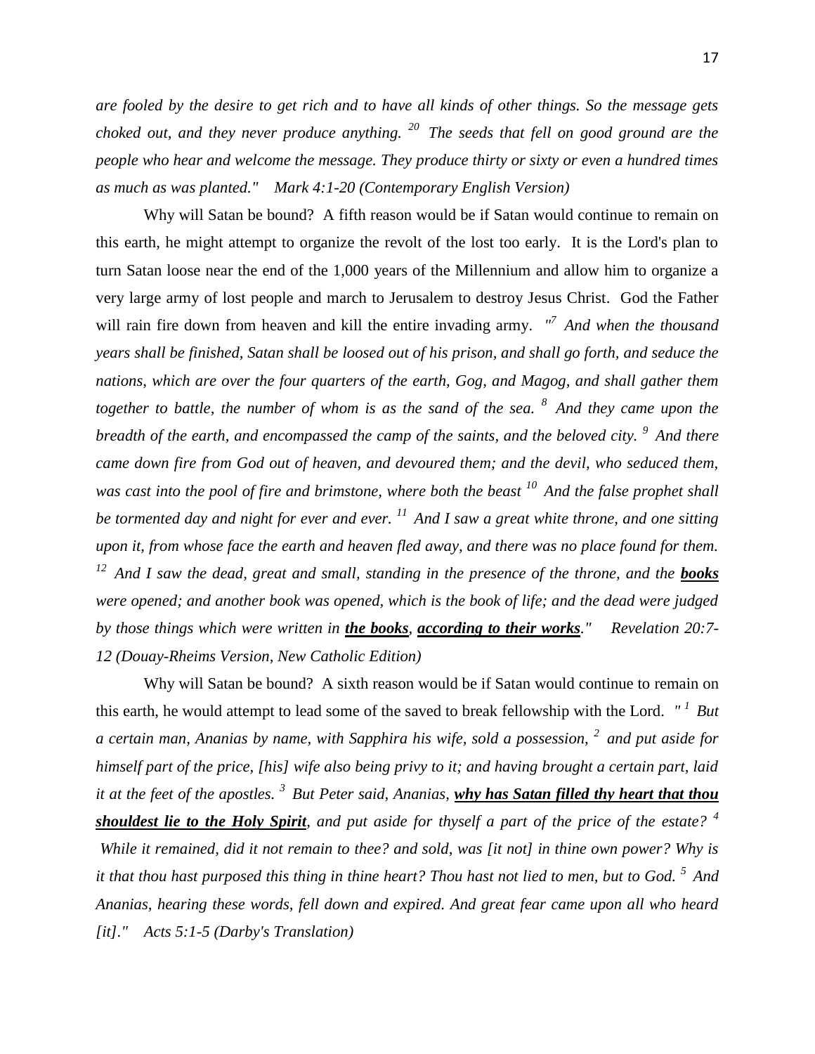*are fooled by the desire to get rich and to have all kinds of other things. So the message gets choked out, and they never produce anything. [20] The seeds that fell on good ground are the people who hear and welcome the message. They produce thirty or sixty or even a hundred times as much as was planted." Mark 4:1-20 (Contemporary English Version)*

Why will Satan be bound? A fifth reason would be if Satan would continue to remain on this earth, he might attempt to organize the revolt of the lost too early. It is the Lord's plan to turn Satan loose near the end of the 1,000 years of the Millennium and allow him to organize a very large army of lost people and march to Jerusalem to destroy Jesus Christ. God the Father will rain fire down from heaven and kill the entire invading army. *"[7] And when the thousand years shall be finished, Satan shall be loosed out of his prison, and shall go forth, and seduce the nations, which are over the four quarters of the earth, Gog, and Magog, and shall gather them together to battle, the number of whom is as the sand of the sea. [8] And they came upon the breadth of the earth, and encompassed the camp of the saints, and the beloved city. [9] And there came down fire from God out of heaven, and devoured them; and the devil, who seduced them, was cast into the pool of fire and brimstone, where both the beast [10] And the false prophet shall be tormented day and night for ever and ever. [11] And I saw a great white throne, and one sitting upon it, from whose face the earth and heaven fled away, and there was no place found for them. [12] And I saw the dead, great and small, standing in the presence of the throne, and the **books** were opened; and another book was opened, which is the book of life; and the dead were judged by those things which were written in **the books**, **according to their works**." Revelation 20:7-12 (Douay-Rheims Version, New Catholic Edition)*

Why will Satan be bound? A sixth reason would be if Satan would continue to remain on this earth, he would attempt to lead some of the saved to break fellowship with the Lord. *"[1] But a certain man, Ananias by name, with Sapphira his wife, sold a possession, [2] and put aside for himself part of the price, [his] wife also being privy to it; and having brought a certain part, laid it at the feet of the apostles. [3] But Peter said, Ananias, **why has Satan filled thy heart that thou shouldest lie to the Holy Spirit**, and put aside for thyself a part of the price of the estate? [4] While it remained, did it not remain to thee? and sold, was [it not] in thine own power? Why is it that thou hast purposed this thing in thine heart? Thou hast not lied to men, but to God. [5] And Ananias, hearing these words, fell down and expired. And great fear came upon all who heard [it]." Acts 5:1-5 (Darby's Translation)*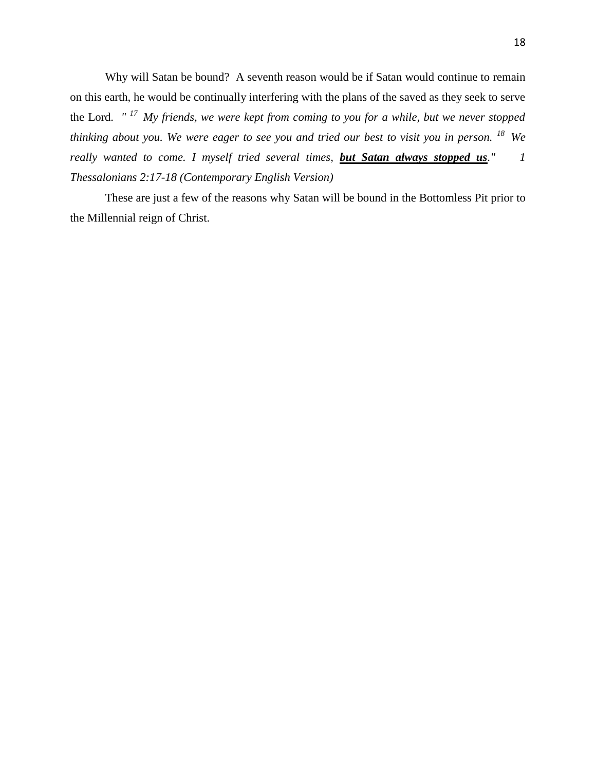Why will Satan be bound? A seventh reason would be if Satan would continue to remain on this earth, he would be continually interfering with the plans of the saved as they seek to serve the Lord. *" [17] My friends, we were kept from coming to you for a while, but we never stopped thinking about you. We were eager to see you and tried our best to visit you in person. [18] We really wanted to come. I myself tried several times,* ***<u>but Satan always stopped us</u>****." 1 Thessalonians 2:17-18 (Contemporary English Version)*

These are just a few of the reasons why Satan will be bound in the Bottomless Pit prior to the Millennial reign of Christ.